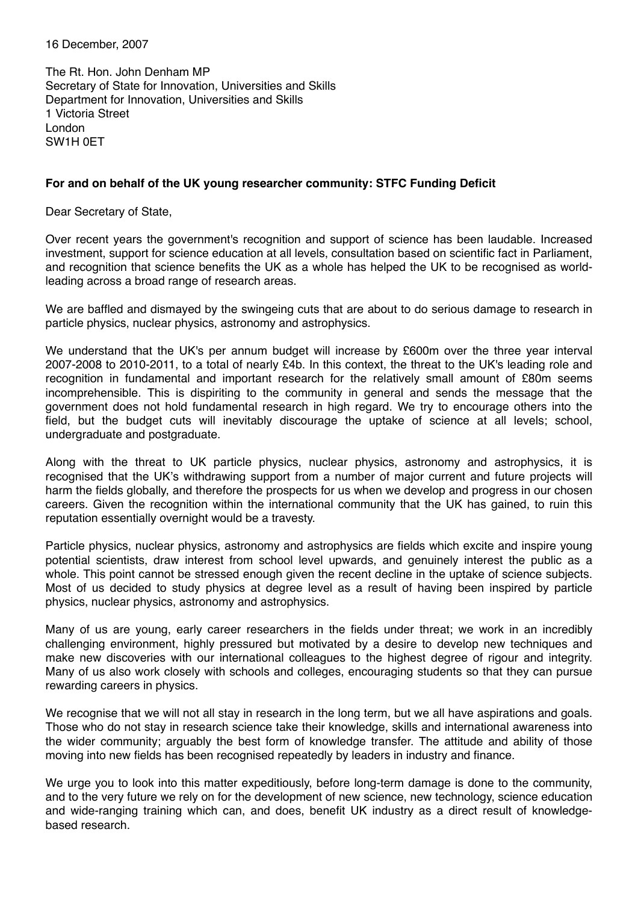16 December, 2007

The Rt. Hon. John Denham MP
Secretary of State for Innovation, Universities and Skills
Department for Innovation, Universities and Skills
1 Victoria Street
London
SW1H 0ET

**For and on behalf of the UK young researcher community: STFC Funding Deficit**

Dear Secretary of State,

Over recent years the government's recognition and support of science has been laudable. Increased investment, support for science education at all levels, consultation based on scientific fact in Parliament, and recognition that science benefits the UK as a whole has helped the UK to be recognised as world-leading across a broad range of research areas.

We are baffled and dismayed by the swingeing cuts that are about to do serious damage to research in particle physics, nuclear physics, astronomy and astrophysics.

We understand that the UK's per annum budget will increase by £600m over the three year interval 2007-2008 to 2010-2011, to a total of nearly £4b. In this context, the threat to the UK's leading role and recognition in fundamental and important research for the relatively small amount of £80m seems incomprehensible. This is dispiriting to the community in general and sends the message that the government does not hold fundamental research in high regard. We try to encourage others into the field, but the budget cuts will inevitably discourage the uptake of science at all levels; school, undergraduate and postgraduate.

Along with the threat to UK particle physics, nuclear physics, astronomy and astrophysics, it is recognised that the UK's withdrawing support from a number of major current and future projects will harm the fields globally, and therefore the prospects for us when we develop and progress in our chosen careers. Given the recognition within the international community that the UK has gained, to ruin this reputation essentially overnight would be a travesty.

Particle physics, nuclear physics, astronomy and astrophysics are fields which excite and inspire young potential scientists, draw interest from school level upwards, and genuinely interest the public as a whole. This point cannot be stressed enough given the recent decline in the uptake of science subjects. Most of us decided to study physics at degree level as a result of having been inspired by particle physics, nuclear physics, astronomy and astrophysics.

Many of us are young, early career researchers in the fields under threat; we work in an incredibly challenging environment, highly pressured but motivated by a desire to develop new techniques and make new discoveries with our international colleagues to the highest degree of rigour and integrity. Many of us also work closely with schools and colleges, encouraging students so that they can pursue rewarding careers in physics.

We recognise that we will not all stay in research in the long term, but we all have aspirations and goals. Those who do not stay in research science take their knowledge, skills and international awareness into the wider community; arguably the best form of knowledge transfer. The attitude and ability of those moving into new fields has been recognised repeatedly by leaders in industry and finance.

We urge you to look into this matter expeditiously, before long-term damage is done to the community, and to the very future we rely on for the development of new science, new technology, science education and wide-ranging training which can, and does, benefit UK industry as a direct result of knowledge-based research.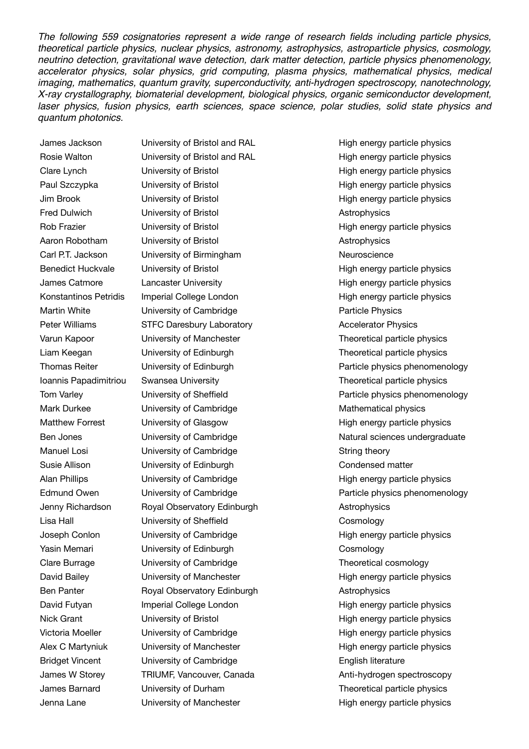*The following 559 cosignatories represent a wide range of research fields including particle physics, theoretical particle physics, nuclear physics, astronomy, astrophysics, astroparticle physics, cosmology, neutrino detection, gravitational wave detection, dark matter detection, particle physics phenomenology, accelerator physics, solar physics, grid computing, plasma physics, mathematical physics, medical imaging, mathematics, quantum gravity, superconductivity, anti-hydrogen spectroscopy, nanotechnology, X-ray crystallography, biomaterial development, biological physics, organic semiconductor development, laser physics, fusion physics, earth sciences, space science, polar studies, solid state physics and quantum photonics.*

| | | |
|---|---|---|
| James Jackson | University of Bristol and RAL | High energy particle physics |
| Rosie Walton | University of Bristol and RAL | High energy particle physics |
| Clare Lynch | University of Bristol | High energy particle physics |
| Paul Szczypka | University of Bristol | High energy particle physics |
| Jim Brook | University of Bristol | High energy particle physics |
| Fred Dulwich | University of Bristol | Astrophysics |
| Rob Frazier | University of Bristol | High energy particle physics |
| Aaron Robotham | University of Bristol | Astrophysics |
| Carl P.T. Jackson | University of Birmingham | Neuroscience |
| Benedict Huckvale | University of Bristol | High energy particle physics |
| James Catmore | Lancaster University | High energy particle physics |
| Konstantinos Petridis | Imperial College London | High energy particle physics |
| Martin White | University of Cambridge | Particle Physics |
| Peter Williams | STFC Daresbury Laboratory | Accelerator Physics |
| Varun Kapoor | University of Manchester | Theoretical particle physics |
| Liam Keegan | University of Edinburgh | Theoretical particle physics |
| Thomas Reiter | University of Edinburgh | Particle physics phenomenology |
| Ioannis Papadimitriou | Swansea University | Theoretical particle physics |
| Tom Varley | University of Sheffield | Particle physics phenomenology |
| Mark Durkee | University of Cambridge | Mathematical physics |
| Matthew Forrest | University of Glasgow | High energy particle physics |
| Ben Jones | University of Cambridge | Natural sciences undergraduate |
| Manuel Losi | University of Cambridge | String theory |
| Susie Allison | University of Edinburgh | Condensed matter |
| Alan Phillips | University of Cambridge | High energy particle physics |
| Edmund Owen | University of Cambridge | Particle physics phenomenology |
| Jenny Richardson | Royal Observatory Edinburgh | Astrophysics |
| Lisa Hall | University of Sheffield | Cosmology |
| Joseph Conlon | University of Cambridge | High energy particle physics |
| Yasin Memari | University of Edinburgh | Cosmology |
| Clare Burrage | University of Cambridge | Theoretical cosmology |
| David Bailey | University of Manchester | High energy particle physics |
| Ben Panter | Royal Observatory Edinburgh | Astrophysics |
| David Futyan | Imperial College London | High energy particle physics |
| Nick Grant | University of Bristol | High energy particle physics |
| Victoria Moeller | University of Cambridge | High energy particle physics |
| Alex C Martyniuk | University of Manchester | High energy particle physics |
| Bridget Vincent | University of Cambridge | English literature |
| James W Storey | TRIUMF, Vancouver, Canada | Anti-hydrogen spectroscopy |
| James Barnard | University of Durham | Theoretical particle physics |
| Jenna Lane | University of Manchester | High energy particle physics |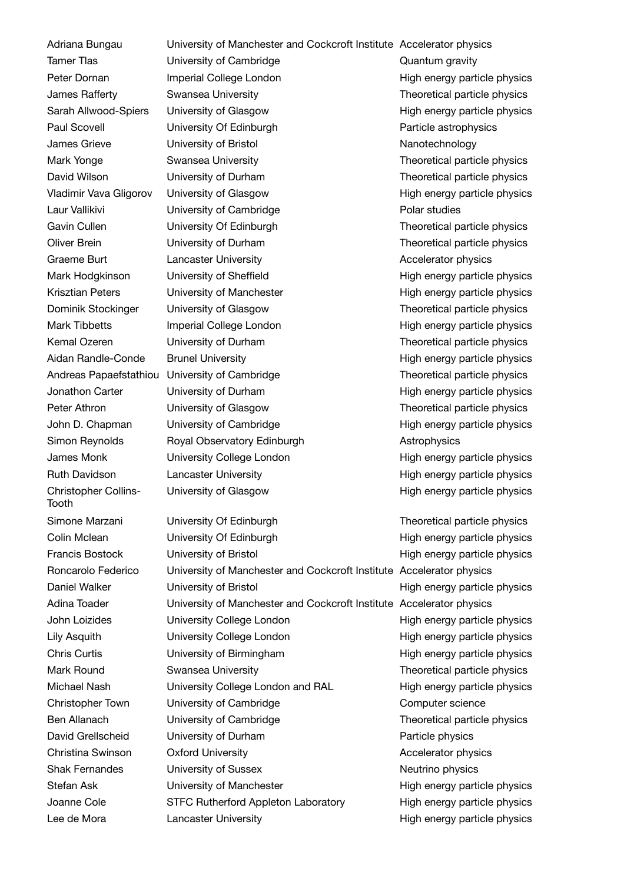| | | |
|---|---|---|
| Adriana Bungau | University of Manchester and Cockcroft Institute | Accelerator physics |
| Tamer Tlas | University of Cambridge | Quantum gravity |
| Peter Dornan | Imperial College London | High energy particle physics |
| James Rafferty | Swansea University | Theoretical particle physics |
| Sarah Allwood-Spiers | University of Glasgow | High energy particle physics |
| Paul Scovell | University Of Edinburgh | Particle astrophysics |
| James Grieve | University of Bristol | Nanotechnology |
| Mark Yonge | Swansea University | Theoretical particle physics |
| David Wilson | University of Durham | Theoretical particle physics |
| Vladimir Vava Gligorov | University of Glasgow | High energy particle physics |
| Laur Vallikivi | University of Cambridge | Polar studies |
| Gavin Cullen | University Of Edinburgh | Theoretical particle physics |
| Oliver Brein | University of Durham | Theoretical particle physics |
| Graeme Burt | Lancaster University | Accelerator physics |
| Mark Hodgkinson | University of Sheffield | High energy particle physics |
| Krisztian Peters | University of Manchester | High energy particle physics |
| Dominik Stockinger | University of Glasgow | Theoretical particle physics |
| Mark Tibbetts | Imperial College London | High energy particle physics |
| Kemal Ozeren | University of Durham | Theoretical particle physics |
| Aidan Randle-Conde | Brunel University | High energy particle physics |
| Andreas Papaefstathiou | University of Cambridge | Theoretical particle physics |
| Jonathon Carter | University of Durham | High energy particle physics |
| Peter Athron | University of Glasgow | Theoretical particle physics |
| John D. Chapman | University of Cambridge | High energy particle physics |
| Simon Reynolds | Royal Observatory Edinburgh | Astrophysics |
| James Monk | University College London | High energy particle physics |
| Ruth Davidson | Lancaster University | High energy particle physics |
| Christopher Collins-Tooth | University of Glasgow | High energy particle physics |
| Simone Marzani | University Of Edinburgh | Theoretical particle physics |
| Colin Mclean | University Of Edinburgh | High energy particle physics |
| Francis Bostock | University of Bristol | High energy particle physics |
| Roncarolo Federico | University of Manchester and Cockcroft Institute | Accelerator physics |
| Daniel Walker | University of Bristol | High energy particle physics |
| Adina Toader | University of Manchester and Cockcroft Institute | Accelerator physics |
| John Loizides | University College London | High energy particle physics |
| Lily Asquith | University College London | High energy particle physics |
| Chris Curtis | University of Birmingham | High energy particle physics |
| Mark Round | Swansea University | Theoretical particle physics |
| Michael Nash | University College London and RAL | High energy particle physics |
| Christopher Town | University of Cambridge | Computer science |
| Ben Allanach | University of Cambridge | Theoretical particle physics |
| David Grellscheid | University of Durham | Particle physics |
| Christina Swinson | Oxford University | Accelerator physics |
| Shak Fernandes | University of Sussex | Neutrino physics |
| Stefan Ask | University of Manchester | High energy particle physics |
| Joanne Cole | STFC Rutherford Appleton Laboratory | High energy particle physics |
| Lee de Mora | Lancaster University | High energy particle physics |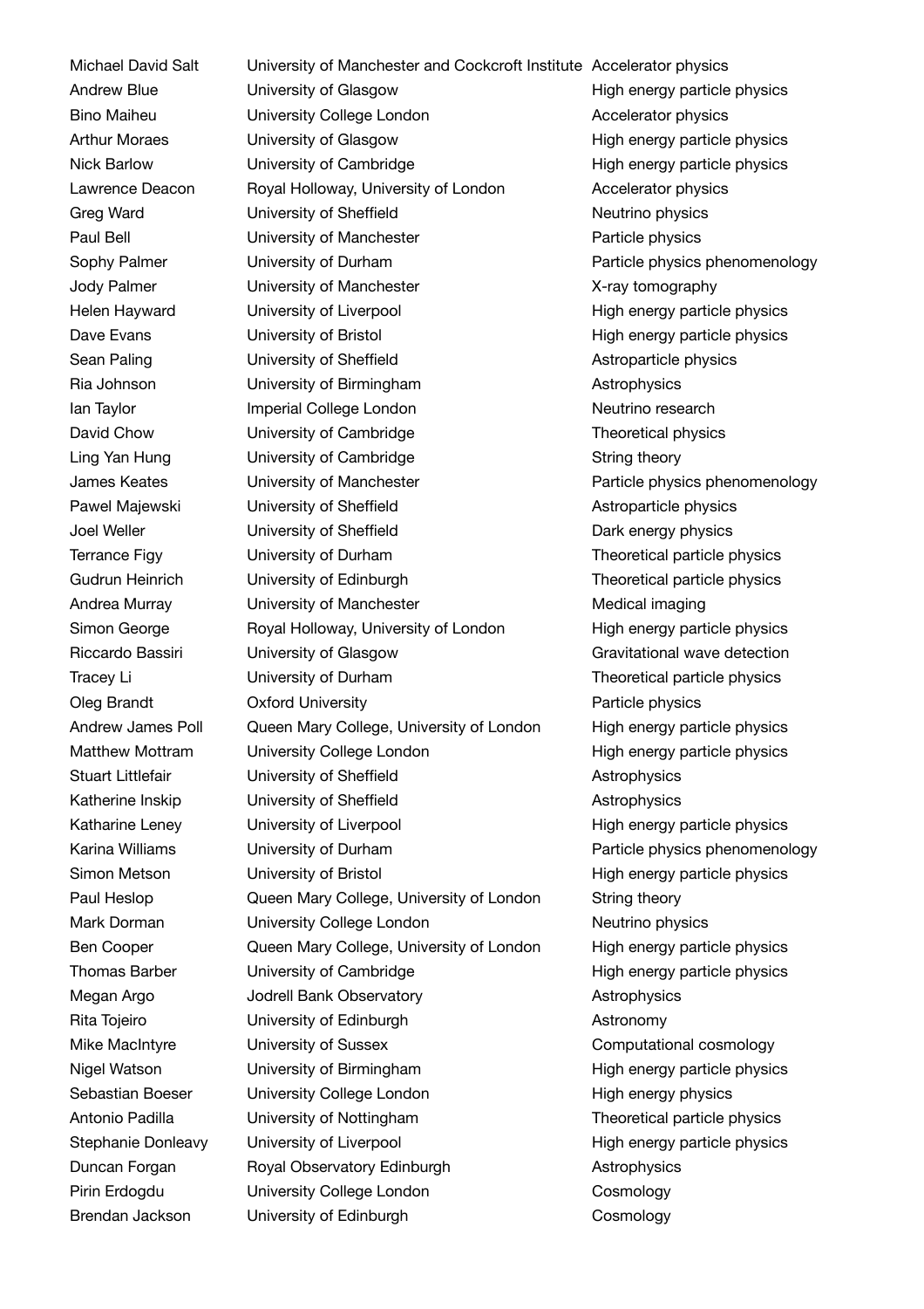| | | |
|---|---|---|
| Michael David Salt | University of Manchester and Cockcroft Institute | Accelerator physics |
| Andrew Blue | University of Glasgow | High energy particle physics |
| Bino Maiheu | University College London | Accelerator physics |
| Arthur Moraes | University of Glasgow | High energy particle physics |
| Nick Barlow | University of Cambridge | High energy particle physics |
| Lawrence Deacon | Royal Holloway, University of London | Accelerator physics |
| Greg Ward | University of Sheffield | Neutrino physics |
| Paul Bell | University of Manchester | Particle physics |
| Sophy Palmer | University of Durham | Particle physics phenomenology |
| Jody Palmer | University of Manchester | X-ray tomography |
| Helen Hayward | University of Liverpool | High energy particle physics |
| Dave Evans | University of Bristol | High energy particle physics |
| Sean Paling | University of Sheffield | Astroparticle physics |
| Ria Johnson | University of Birmingham | Astrophysics |
| Ian Taylor | Imperial College London | Neutrino research |
| David Chow | University of Cambridge | Theoretical physics |
| Ling Yan Hung | University of Cambridge | String theory |
| James Keates | University of Manchester | Particle physics phenomenology |
| Pawel Majewski | University of Sheffield | Astroparticle physics |
| Joel Weller | University of Sheffield | Dark energy physics |
| Terrance Figy | University of Durham | Theoretical particle physics |
| Gudrun Heinrich | University of Edinburgh | Theoretical particle physics |
| Andrea Murray | University of Manchester | Medical imaging |
| Simon George | Royal Holloway, University of London | High energy particle physics |
| Riccardo Bassiri | University of Glasgow | Gravitational wave detection |
| Tracey Li | University of Durham | Theoretical particle physics |
| Oleg Brandt | Oxford University | Particle physics |
| Andrew James Poll | Queen Mary College, University of London | High energy particle physics |
| Matthew Mottram | University College London | High energy particle physics |
| Stuart Littlefair | University of Sheffield | Astrophysics |
| Katherine Inskip | University of Sheffield | Astrophysics |
| Katharine Leney | University of Liverpool | High energy particle physics |
| Karina Williams | University of Durham | Particle physics phenomenology |
| Simon Metson | University of Bristol | High energy particle physics |
| Paul Heslop | Queen Mary College, University of London | String theory |
| Mark Dorman | University College London | Neutrino physics |
| Ben Cooper | Queen Mary College, University of London | High energy particle physics |
| Thomas Barber | University of Cambridge | High energy particle physics |
| Megan Argo | Jodrell Bank Observatory | Astrophysics |
| Rita Tojeiro | University of Edinburgh | Astronomy |
| Mike MacIntyre | University of Sussex | Computational cosmology |
| Nigel Watson | University of Birmingham | High energy particle physics |
| Sebastian Boeser | University College London | High energy physics |
| Antonio Padilla | University of Nottingham | Theoretical particle physics |
| Stephanie Donleavy | University of Liverpool | High energy particle physics |
| Duncan Forgan | Royal Observatory Edinburgh | Astrophysics |
| Pirin Erdogdu | University College London | Cosmology |
| Brendan Jackson | University of Edinburgh | Cosmology |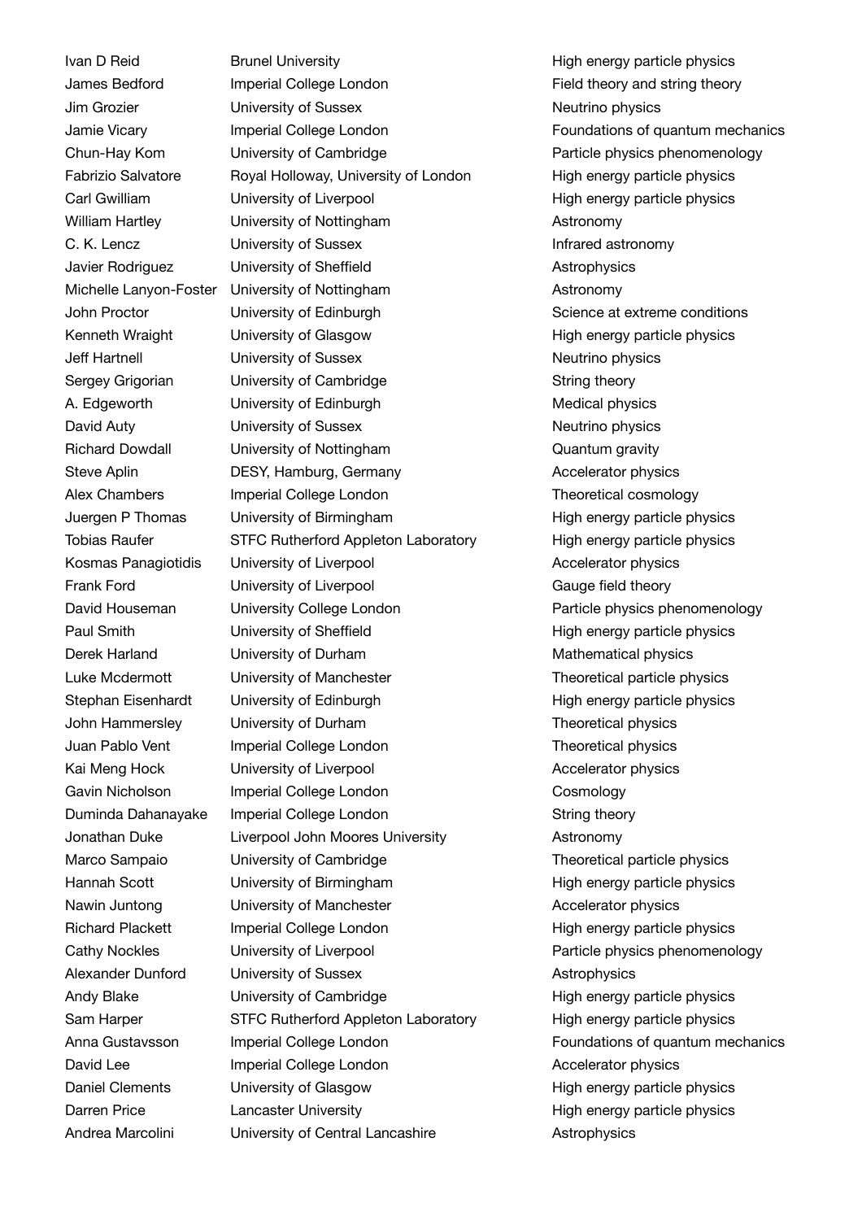| | | |
|---|---|---|
| Ivan D Reid | Brunel University | High energy particle physics |
| James Bedford | Imperial College London | Field theory and string theory |
| Jim Grozier | University of Sussex | Neutrino physics |
| Jamie Vicary | Imperial College London | Foundations of quantum mechanics |
| Chun-Hay Kom | University of Cambridge | Particle physics phenomenology |
| Fabrizio Salvatore | Royal Holloway, University of London | High energy particle physics |
| Carl Gwilliam | University of Liverpool | High energy particle physics |
| William Hartley | University of Nottingham | Astronomy |
| C. K. Lencz | University of Sussex | Infrared astronomy |
| Javier Rodriguez | University of Sheffield | Astrophysics |
| Michelle Lanyon-Foster | University of Nottingham | Astronomy |
| John Proctor | University of Edinburgh | Science at extreme conditions |
| Kenneth Wraight | University of Glasgow | High energy particle physics |
| Jeff Hartnell | University of Sussex | Neutrino physics |
| Sergey Grigorian | University of Cambridge | String theory |
| A. Edgeworth | University of Edinburgh | Medical physics |
| David Auty | University of Sussex | Neutrino physics |
| Richard Dowdall | University of Nottingham | Quantum gravity |
| Steve Aplin | DESY, Hamburg, Germany | Accelerator physics |
| Alex Chambers | Imperial College London | Theoretical cosmology |
| Juergen P Thomas | University of Birmingham | High energy particle physics |
| Tobias Raufer | STFC Rutherford Appleton Laboratory | High energy particle physics |
| Kosmas Panagiotidis | University of Liverpool | Accelerator physics |
| Frank Ford | University of Liverpool | Gauge field theory |
| David Houseman | University College London | Particle physics phenomenology |
| Paul Smith | University of Sheffield | High energy particle physics |
| Derek Harland | University of Durham | Mathematical physics |
| Luke Mcdermott | University of Manchester | Theoretical particle physics |
| Stephan Eisenhardt | University of Edinburgh | High energy particle physics |
| John Hammersley | University of Durham | Theoretical physics |
| Juan Pablo Vent | Imperial College London | Theoretical physics |
| Kai Meng Hock | University of Liverpool | Accelerator physics |
| Gavin Nicholson | Imperial College London | Cosmology |
| Duminda Dahanayake | Imperial College London | String theory |
| Jonathan Duke | Liverpool John Moores University | Astronomy |
| Marco Sampaio | University of Cambridge | Theoretical particle physics |
| Hannah Scott | University of Birmingham | High energy particle physics |
| Nawin Juntong | University of Manchester | Accelerator physics |
| Richard Plackett | Imperial College London | High energy particle physics |
| Cathy Nockles | University of Liverpool | Particle physics phenomenology |
| Alexander Dunford | University of Sussex | Astrophysics |
| Andy Blake | University of Cambridge | High energy particle physics |
| Sam Harper | STFC Rutherford Appleton Laboratory | High energy particle physics |
| Anna Gustavsson | Imperial College London | Foundations of quantum mechanics |
| David Lee | Imperial College London | Accelerator physics |
| Daniel Clements | University of Glasgow | High energy particle physics |
| Darren Price | Lancaster University | High energy particle physics |
| Andrea Marcolini | University of Central Lancashire | Astrophysics |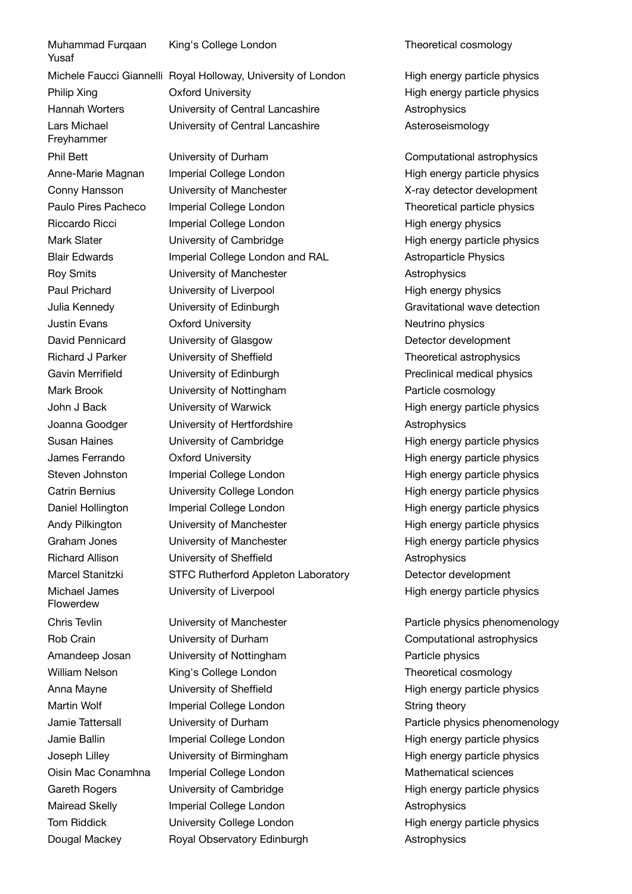| | | |
|---|---|---|
| Muhammad Furqaan Yusaf | King's College London | Theoretical cosmology |
| Michele Faucci Giannelli | Royal Holloway, University of London | High energy particle physics |
| Philip Xing | Oxford University | High energy particle physics |
| Hannah Worters | University of Central Lancashire | Astrophysics |
| Lars Michael Freyhammer | University of Central Lancashire | Asteroseismology |
| Phil Bett | University of Durham | Computational astrophysics |
| Anne-Marie Magnan | Imperial College London | High energy particle physics |
| Conny Hansson | University of Manchester | X-ray detector development |
| Paulo Pires Pacheco | Imperial College London | Theoretical particle physics |
| Riccardo Ricci | Imperial College London | High energy physics |
| Mark Slater | University of Cambridge | High energy particle physics |
| Blair Edwards | Imperial College London and RAL | Astroparticle Physics |
| Roy Smits | University of Manchester | Astrophysics |
| Paul Prichard | University of Liverpool | High energy physics |
| Julia Kennedy | University of Edinburgh | Gravitational wave detection |
| Justin Evans | Oxford University | Neutrino physics |
| David Pennicard | University of Glasgow | Detector development |
| Richard J Parker | University of Sheffield | Theoretical astrophysics |
| Gavin Merrifield | University of Edinburgh | Preclinical medical physics |
| Mark Brook | University of Nottingham | Particle cosmology |
| John J Back | University of Warwick | High energy particle physics |
| Joanna Goodger | University of Hertfordshire | Astrophysics |
| Susan Haines | University of Cambridge | High energy particle physics |
| James Ferrando | Oxford University | High energy particle physics |
| Steven Johnston | Imperial College London | High energy particle physics |
| Catrin Bernius | University College London | High energy particle physics |
| Daniel Hollington | Imperial College London | High energy particle physics |
| Andy Pilkington | University of Manchester | High energy particle physics |
| Graham Jones | University of Manchester | High energy particle physics |
| Richard Allison | University of Sheffield | Astrophysics |
| Marcel Stanitzki | STFC Rutherford Appleton Laboratory | Detector development |
| Michael James Flowerdew | University of Liverpool | High energy particle physics |
| Chris Tevlin | University of Manchester | Particle physics phenomenology |
| Rob Crain | University of Durham | Computational astrophysics |
| Amandeep Josan | University of Nottingham | Particle physics |
| William Nelson | King's College London | Theoretical cosmology |
| Anna Mayne | University of Sheffield | High energy particle physics |
| Martin Wolf | Imperial College London | String theory |
| Jamie Tattersall | University of Durham | Particle physics phenomenology |
| Jamie Ballin | Imperial College London | High energy particle physics |
| Joseph Lilley | University of Birmingham | High energy particle physics |
| Oisin Mac Conamhna | Imperial College London | Mathematical sciences |
| Gareth Rogers | University of Cambridge | High energy particle physics |
| Mairead Skelly | Imperial College London | Astrophysics |
| Tom Riddick | University College London | High energy particle physics |
| Dougal Mackey | Royal Observatory Edinburgh | Astrophysics |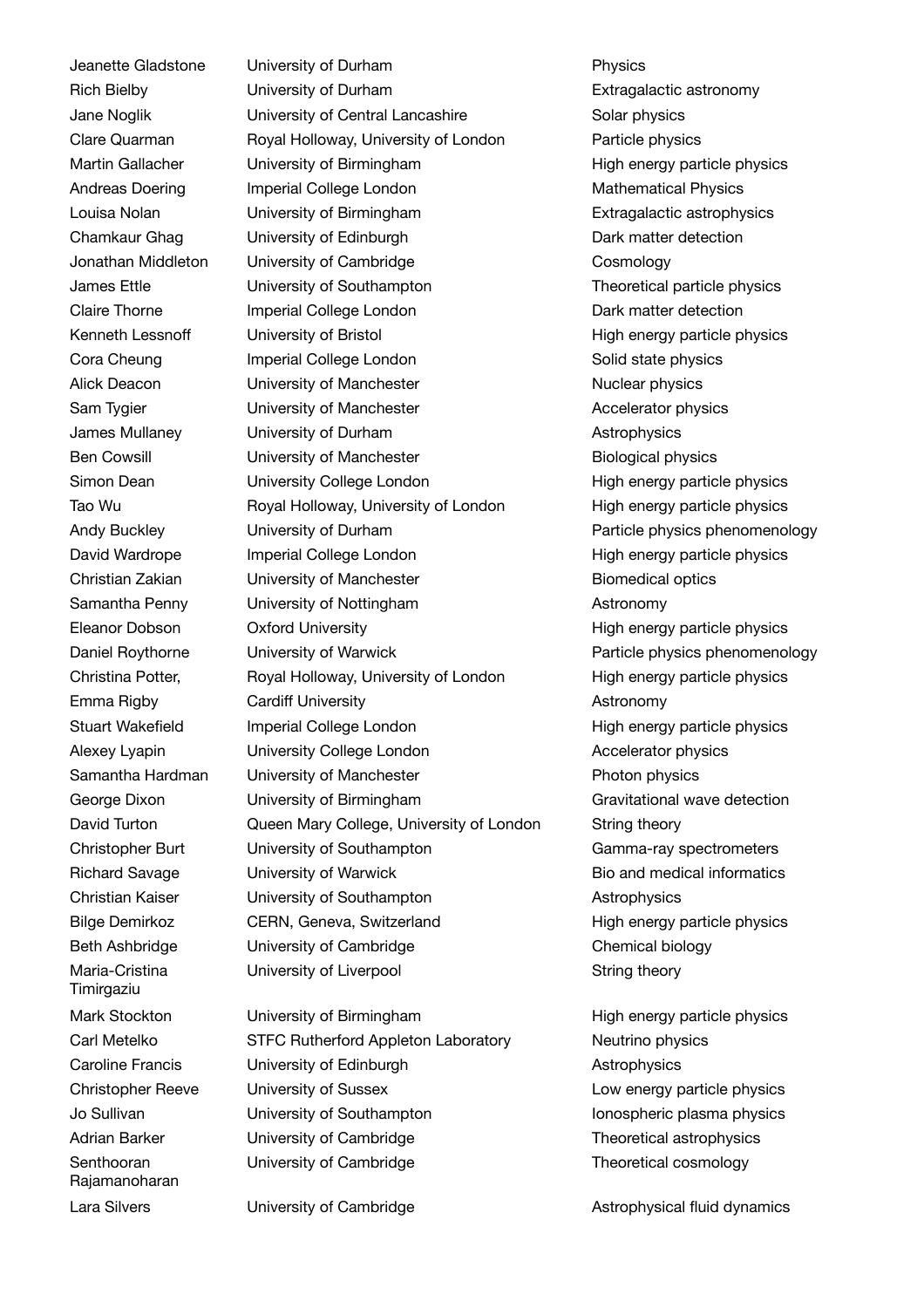| | | |
|---|---|---|
| Jeanette Gladstone | University of Durham | Physics |
| Rich Bielby | University of Durham | Extragalactic astronomy |
| Jane Noglik | University of Central Lancashire | Solar physics |
| Clare Quarman | Royal Holloway, University of London | Particle physics |
| Martin Gallacher | University of Birmingham | High energy particle physics |
| Andreas Doering | Imperial College London | Mathematical Physics |
| Louisa Nolan | University of Birmingham | Extragalactic astrophysics |
| Chamkaur Ghag | University of Edinburgh | Dark matter detection |
| Jonathan Middleton | University of Cambridge | Cosmology |
| James Ettle | University of Southampton | Theoretical particle physics |
| Claire Thorne | Imperial College London | Dark matter detection |
| Kenneth Lessnoff | University of Bristol | High energy particle physics |
| Cora Cheung | Imperial College London | Solid state physics |
| Alick Deacon | University of Manchester | Nuclear physics |
| Sam Tygier | University of Manchester | Accelerator physics |
| James Mullaney | University of Durham | Astrophysics |
| Ben Cowsill | University of Manchester | Biological physics |
| Simon Dean | University College London | High energy particle physics |
| Tao Wu | Royal Holloway, University of London | High energy particle physics |
| Andy Buckley | University of Durham | Particle physics phenomenology |
| David Wardrope | Imperial College London | High energy particle physics |
| Christian Zakian | University of Manchester | Biomedical optics |
| Samantha Penny | University of Nottingham | Astronomy |
| Eleanor Dobson | Oxford University | High energy particle physics |
| Daniel Roythorne | University of Warwick | Particle physics phenomenology |
| Christina Potter, | Royal Holloway, University of London | High energy particle physics |
| Emma Rigby | Cardiff University | Astronomy |
| Stuart Wakefield | Imperial College London | High energy particle physics |
| Alexey Lyapin | University College London | Accelerator physics |
| Samantha Hardman | University of Manchester | Photon physics |
| George Dixon | University of Birmingham | Gravitational wave detection |
| David Turton | Queen Mary College, University of London | String theory |
| Christopher Burt | University of Southampton | Gamma-ray spectrometers |
| Richard Savage | University of Warwick | Bio and medical informatics |
| Christian Kaiser | University of Southampton | Astrophysics |
| Bilge Demirkoz | CERN, Geneva, Switzerland | High energy particle physics |
| Beth Ashbridge | University of Cambridge | Chemical biology |
| Maria-Cristina Timirgaziu | University of Liverpool | String theory |
| Mark Stockton | University of Birmingham | High energy particle physics |
| Carl Metelko | STFC Rutherford Appleton Laboratory | Neutrino physics |
| Caroline Francis | University of Edinburgh | Astrophysics |
| Christopher Reeve | University of Sussex | Low energy particle physics |
| Jo Sullivan | University of Southampton | Ionospheric plasma physics |
| Adrian Barker | University of Cambridge | Theoretical astrophysics |
| Senthooran Rajamanoharan | University of Cambridge | Theoretical cosmology |
| Lara Silvers | University of Cambridge | Astrophysical fluid dynamics |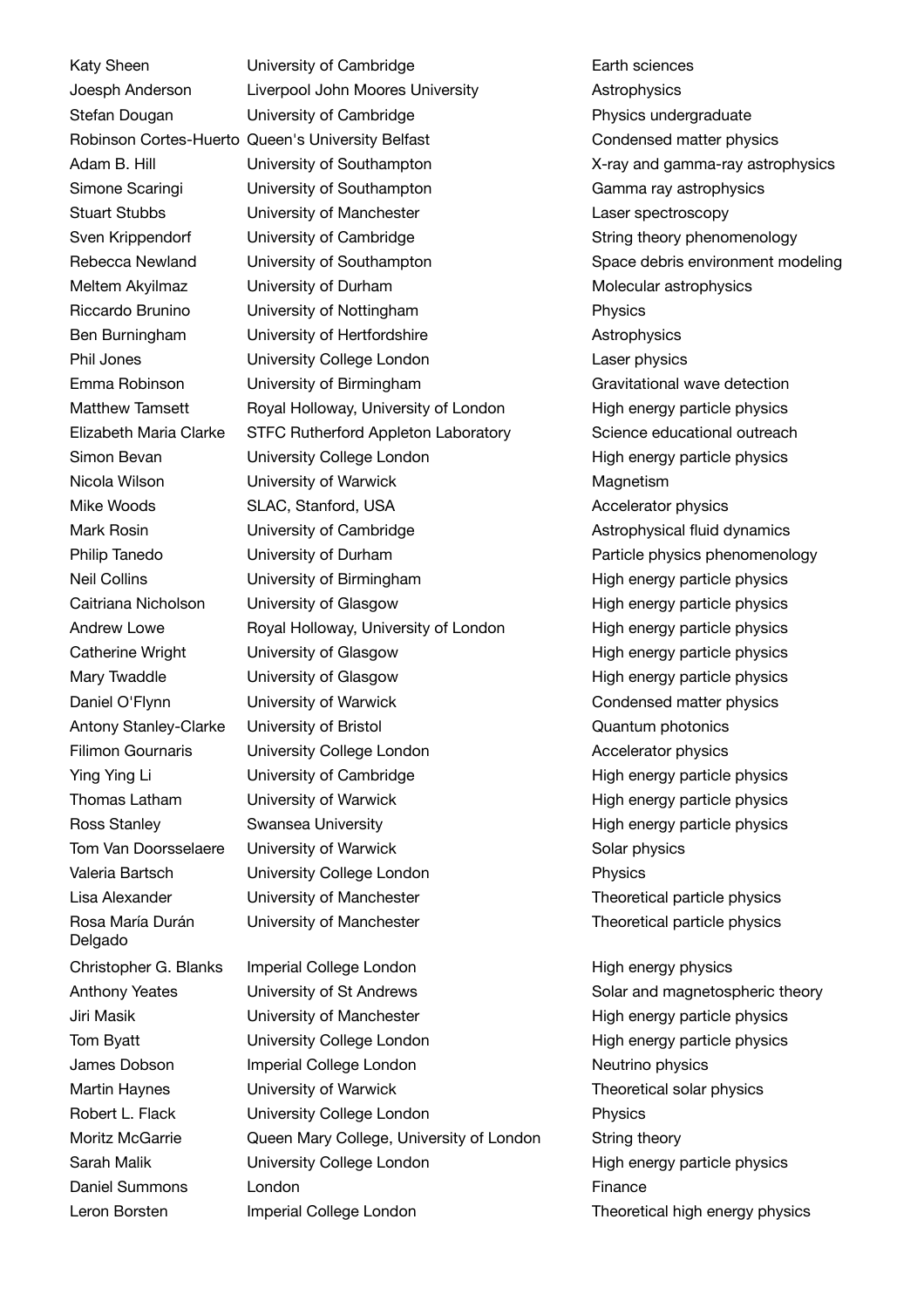| | | |
|---|---|---|
| Katy Sheen | University of Cambridge | Earth sciences |
| Joesph Anderson | Liverpool John Moores University | Astrophysics |
| Stefan Dougan | University of Cambridge | Physics undergraduate |
| Robinson Cortes-Huerto | Queen's University Belfast | Condensed matter physics |
| Adam B. Hill | University of Southampton | X-ray and gamma-ray astrophysics |
| Simone Scaringi | University of Southampton | Gamma ray astrophysics |
| Stuart Stubbs | University of Manchester | Laser spectroscopy |
| Sven Krippendorf | University of Cambridge | String theory phenomenology |
| Rebecca Newland | University of Southampton | Space debris environment modeling |
| Meltem Akyilmaz | University of Durham | Molecular astrophysics |
| Riccardo Brunino | University of Nottingham | Physics |
| Ben Burningham | University of Hertfordshire | Astrophysics |
| Phil Jones | University College London | Laser physics |
| Emma Robinson | University of Birmingham | Gravitational wave detection |
| Matthew Tamsett | Royal Holloway, University of London | High energy particle physics |
| Elizabeth Maria Clarke | STFC Rutherford Appleton Laboratory | Science educational outreach |
| Simon Bevan | University College London | High energy particle physics |
| Nicola Wilson | University of Warwick | Magnetism |
| Mike Woods | SLAC, Stanford, USA | Accelerator physics |
| Mark Rosin | University of Cambridge | Astrophysical fluid dynamics |
| Philip Tanedo | University of Durham | Particle physics phenomenology |
| Neil Collins | University of Birmingham | High energy particle physics |
| Caitriana Nicholson | University of Glasgow | High energy particle physics |
| Andrew Lowe | Royal Holloway, University of London | High energy particle physics |
| Catherine Wright | University of Glasgow | High energy particle physics |
| Mary Twaddle | University of Glasgow | High energy particle physics |
| Daniel O'Flynn | University of Warwick | Condensed matter physics |
| Antony Stanley-Clarke | University of Bristol | Quantum photonics |
| Filimon Gournaris | University College London | Accelerator physics |
| Ying Ying Li | University of Cambridge | High energy particle physics |
| Thomas Latham | University of Warwick | High energy particle physics |
| Ross Stanley | Swansea University | High energy particle physics |
| Tom Van Doorsselaere | University of Warwick | Solar physics |
| Valeria Bartsch | University College London | Physics |
| Lisa Alexander | University of Manchester | Theoretical particle physics |
| Rosa María Durán Delgado | University of Manchester | Theoretical particle physics |
| Christopher G. Blanks | Imperial College London | High energy physics |
| Anthony Yeates | University of St Andrews | Solar and magnetospheric theory |
| Jiri Masik | University of Manchester | High energy particle physics |
| Tom Byatt | University College London | High energy particle physics |
| James Dobson | Imperial College London | Neutrino physics |
| Martin Haynes | University of Warwick | Theoretical solar physics |
| Robert L. Flack | University College London | Physics |
| Moritz McGarrie | Queen Mary College, University of London | String theory |
| Sarah Malik | University College London | High energy particle physics |
| Daniel Summons | London | Finance |
| Leron Borsten | Imperial College London | Theoretical high energy physics |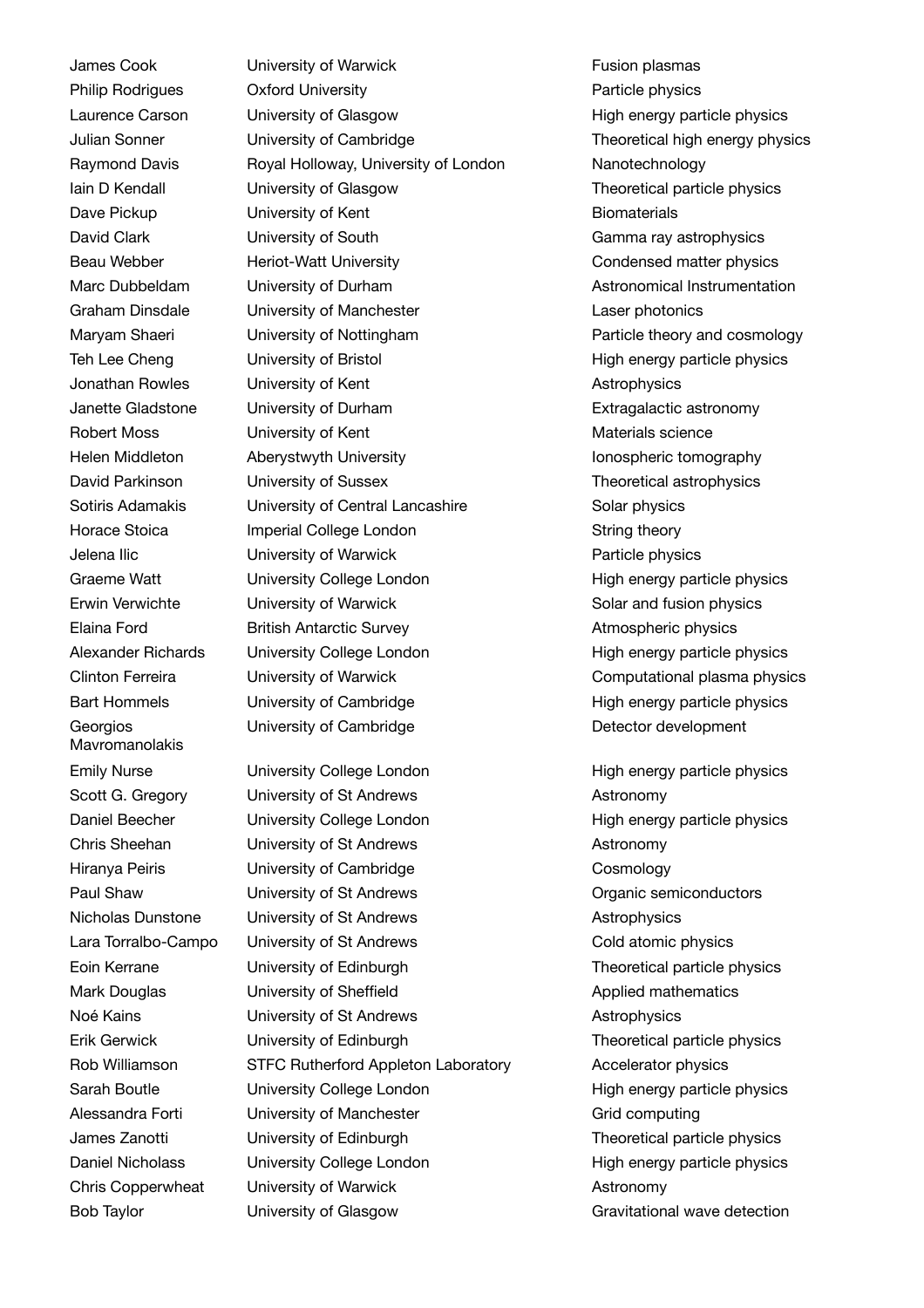| | | |
|---|---|---|
| James Cook | University of Warwick | Fusion plasmas |
| Philip Rodrigues | Oxford University | Particle physics |
| Laurence Carson | University of Glasgow | High energy particle physics |
| Julian Sonner | University of Cambridge | Theoretical high energy physics |
| Raymond Davis | Royal Holloway, University of London | Nanotechnology |
| Iain D Kendall | University of Glasgow | Theoretical particle physics |
| Dave Pickup | University of Kent | Biomaterials |
| David Clark | University of South | Gamma ray astrophysics |
| Beau Webber | Heriot-Watt University | Condensed matter physics |
| Marc Dubbeldam | University of Durham | Astronomical Instrumentation |
| Graham Dinsdale | University of Manchester | Laser photonics |
| Maryam Shaeri | University of Nottingham | Particle theory and cosmology |
| Teh Lee Cheng | University of Bristol | High energy particle physics |
| Jonathan Rowles | University of Kent | Astrophysics |
| Janette Gladstone | University of Durham | Extragalactic astronomy |
| Robert Moss | University of Kent | Materials science |
| Helen Middleton | Aberystwyth University | Ionospheric tomography |
| David Parkinson | University of Sussex | Theoretical astrophysics |
| Sotiris Adamakis | University of Central Lancashire | Solar physics |
| Horace Stoica | Imperial College London | String theory |
| Jelena Ilic | University of Warwick | Particle physics |
| Graeme Watt | University College London | High energy particle physics |
| Erwin Verwichte | University of Warwick | Solar and fusion physics |
| Elaina Ford | British Antarctic Survey | Atmospheric physics |
| Alexander Richards | University College London | High energy particle physics |
| Clinton Ferreira | University of Warwick | Computational plasma physics |
| Bart Hommels | University of Cambridge | High energy particle physics |
| Georgios Mavromanolakis | University of Cambridge | Detector development |
| Emily Nurse | University College London | High energy particle physics |
| Scott G. Gregory | University of St Andrews | Astronomy |
| Daniel Beecher | University College London | High energy particle physics |
| Chris Sheehan | University of St Andrews | Astronomy |
| Hiranya Peiris | University of Cambridge | Cosmology |
| Paul Shaw | University of St Andrews | Organic semiconductors |
| Nicholas Dunstone | University of St Andrews | Astrophysics |
| Lara Torralbo-Campo | University of St Andrews | Cold atomic physics |
| Eoin Kerrane | University of Edinburgh | Theoretical particle physics |
| Mark Douglas | University of Sheffield | Applied mathematics |
| Noé Kains | University of St Andrews | Astrophysics |
| Erik Gerwick | University of Edinburgh | Theoretical particle physics |
| Rob Williamson | STFC Rutherford Appleton Laboratory | Accelerator physics |
| Sarah Boutle | University College London | High energy particle physics |
| Alessandra Forti | University of Manchester | Grid computing |
| James Zanotti | University of Edinburgh | Theoretical particle physics |
| Daniel Nicholass | University College London | High energy particle physics |
| Chris Copperwheat | University of Warwick | Astronomy |
| Bob Taylor | University of Glasgow | Gravitational wave detection |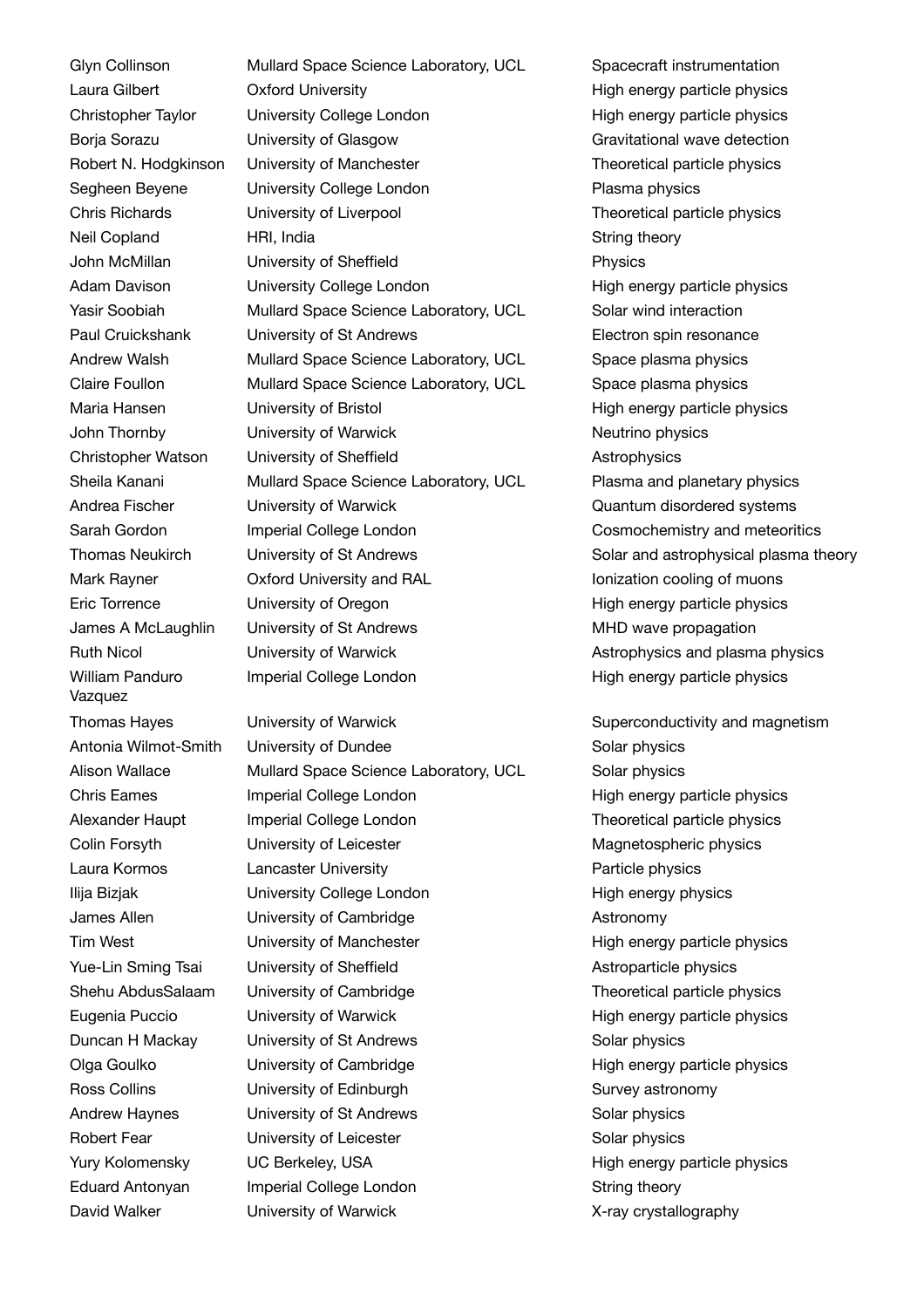| | | |
|---|---|---|
| Glyn Collinson | Mullard Space Science Laboratory, UCL | Spacecraft instrumentation |
| Laura Gilbert | Oxford University | High energy particle physics |
| Christopher Taylor | University College London | High energy particle physics |
| Borja Sorazu | University of Glasgow | Gravitational wave detection |
| Robert N. Hodgkinson | University of Manchester | Theoretical particle physics |
| Segheen Beyene | University College London | Plasma physics |
| Chris Richards | University of Liverpool | Theoretical particle physics |
| Neil Copland | HRI, India | String theory |
| John McMillan | University of Sheffield | Physics |
| Adam Davison | University College London | High energy particle physics |
| Yasir Soobiah | Mullard Space Science Laboratory, UCL | Solar wind interaction |
| Paul Cruickshank | University of St Andrews | Electron spin resonance |
| Andrew Walsh | Mullard Space Science Laboratory, UCL | Space plasma physics |
| Claire Foullon | Mullard Space Science Laboratory, UCL | Space plasma physics |
| Maria Hansen | University of Bristol | High energy particle physics |
| John Thornby | University of Warwick | Neutrino physics |
| Christopher Watson | University of Sheffield | Astrophysics |
| Sheila Kanani | Mullard Space Science Laboratory, UCL | Plasma and planetary physics |
| Andrea Fischer | University of Warwick | Quantum disordered systems |
| Sarah Gordon | Imperial College London | Cosmochemistry and meteoritics |
| Thomas Neukirch | University of St Andrews | Solar and astrophysical plasma theory |
| Mark Rayner | Oxford University and RAL | Ionization cooling of muons |
| Eric Torrence | University of Oregon | High energy particle physics |
| James A McLaughlin | University of St Andrews | MHD wave propagation |
| Ruth Nicol | University of Warwick | Astrophysics and plasma physics |
| William Panduro Vazquez | Imperial College London | High energy particle physics |
| Thomas Hayes | University of Warwick | Superconductivity and magnetism |
| Antonia Wilmot-Smith | University of Dundee | Solar physics |
| Alison Wallace | Mullard Space Science Laboratory, UCL | Solar physics |
| Chris Eames | Imperial College London | High energy particle physics |
| Alexander Haupt | Imperial College London | Theoretical particle physics |
| Colin Forsyth | University of Leicester | Magnetospheric physics |
| Laura Kormos | Lancaster University | Particle physics |
| Ilija Bizjak | University College London | High energy physics |
| James Allen | University of Cambridge | Astronomy |
| Tim West | University of Manchester | High energy particle physics |
| Yue-Lin Sming Tsai | University of Sheffield | Astroparticle physics |
| Shehu AbdusSalaam | University of Cambridge | Theoretical particle physics |
| Eugenia Puccio | University of Warwick | High energy particle physics |
| Duncan H Mackay | University of St Andrews | Solar physics |
| Olga Goulko | University of Cambridge | High energy particle physics |
| Ross Collins | University of Edinburgh | Survey astronomy |
| Andrew Haynes | University of St Andrews | Solar physics |
| Robert Fear | University of Leicester | Solar physics |
| Yury Kolomensky | UC Berkeley, USA | High energy particle physics |
| Eduard Antonyan | Imperial College London | String theory |
| David Walker | University of Warwick | X-ray crystallography |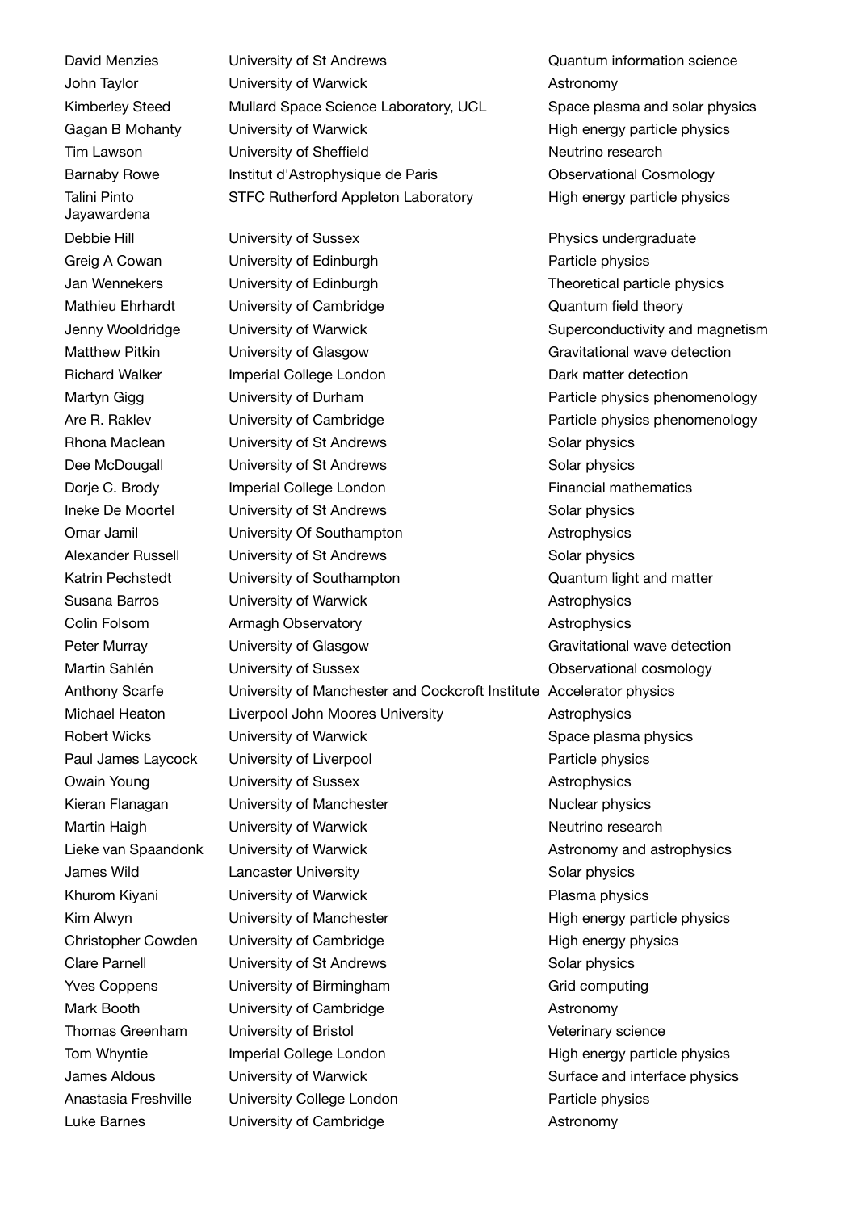| | | |
|---|---|---|
| David Menzies | University of St Andrews | Quantum information science |
| John Taylor | University of Warwick | Astronomy |
| Kimberley Steed | Mullard Space Science Laboratory, UCL | Space plasma and solar physics |
| Gagan B Mohanty | University of Warwick | High energy particle physics |
| Tim Lawson | University of Sheffield | Neutrino research |
| Barnaby Rowe | Institut d'Astrophysique de Paris | Observational Cosmology |
| Talini Pinto Jayawardena | STFC Rutherford Appleton Laboratory | High energy particle physics |
| Debbie Hill | University of Sussex | Physics undergraduate |
| Greig A Cowan | University of Edinburgh | Particle physics |
| Jan Wennekers | University of Edinburgh | Theoretical particle physics |
| Mathieu Ehrhardt | University of Cambridge | Quantum field theory |
| Jenny Wooldridge | University of Warwick | Superconductivity and magnetism |
| Matthew Pitkin | University of Glasgow | Gravitational wave detection |
| Richard Walker | Imperial College London | Dark matter detection |
| Martyn Gigg | University of Durham | Particle physics phenomenology |
| Are R. Raklev | University of Cambridge | Particle physics phenomenology |
| Rhona Maclean | University of St Andrews | Solar physics |
| Dee McDougall | University of St Andrews | Solar physics |
| Dorje C. Brody | Imperial College London | Financial mathematics |
| Ineke De Moortel | University of St Andrews | Solar physics |
| Omar Jamil | University Of Southampton | Astrophysics |
| Alexander Russell | University of St Andrews | Solar physics |
| Katrin Pechstedt | University of Southampton | Quantum light and matter |
| Susana Barros | University of Warwick | Astrophysics |
| Colin Folsom | Armagh Observatory | Astrophysics |
| Peter Murray | University of Glasgow | Gravitational wave detection |
| Martin Sahlén | University of Sussex | Observational cosmology |
| Anthony Scarfe | University of Manchester and Cockcroft Institute | Accelerator physics |
| Michael Heaton | Liverpool John Moores University | Astrophysics |
| Robert Wicks | University of Warwick | Space plasma physics |
| Paul James Laycock | University of Liverpool | Particle physics |
| Owain Young | University of Sussex | Astrophysics |
| Kieran Flanagan | University of Manchester | Nuclear physics |
| Martin Haigh | University of Warwick | Neutrino research |
| Lieke van Spaandonk | University of Warwick | Astronomy and astrophysics |
| James Wild | Lancaster University | Solar physics |
| Khurom Kiyani | University of Warwick | Plasma physics |
| Kim Alwyn | University of Manchester | High energy particle physics |
| Christopher Cowden | University of Cambridge | High energy physics |
| Clare Parnell | University of St Andrews | Solar physics |
| Yves Coppens | University of Birmingham | Grid computing |
| Mark Booth | University of Cambridge | Astronomy |
| Thomas Greenham | University of Bristol | Veterinary science |
| Tom Whyntie | Imperial College London | High energy particle physics |
| James Aldous | University of Warwick | Surface and interface physics |
| Anastasia Freshville | University College London | Particle physics |
| Luke Barnes | University of Cambridge | Astronomy |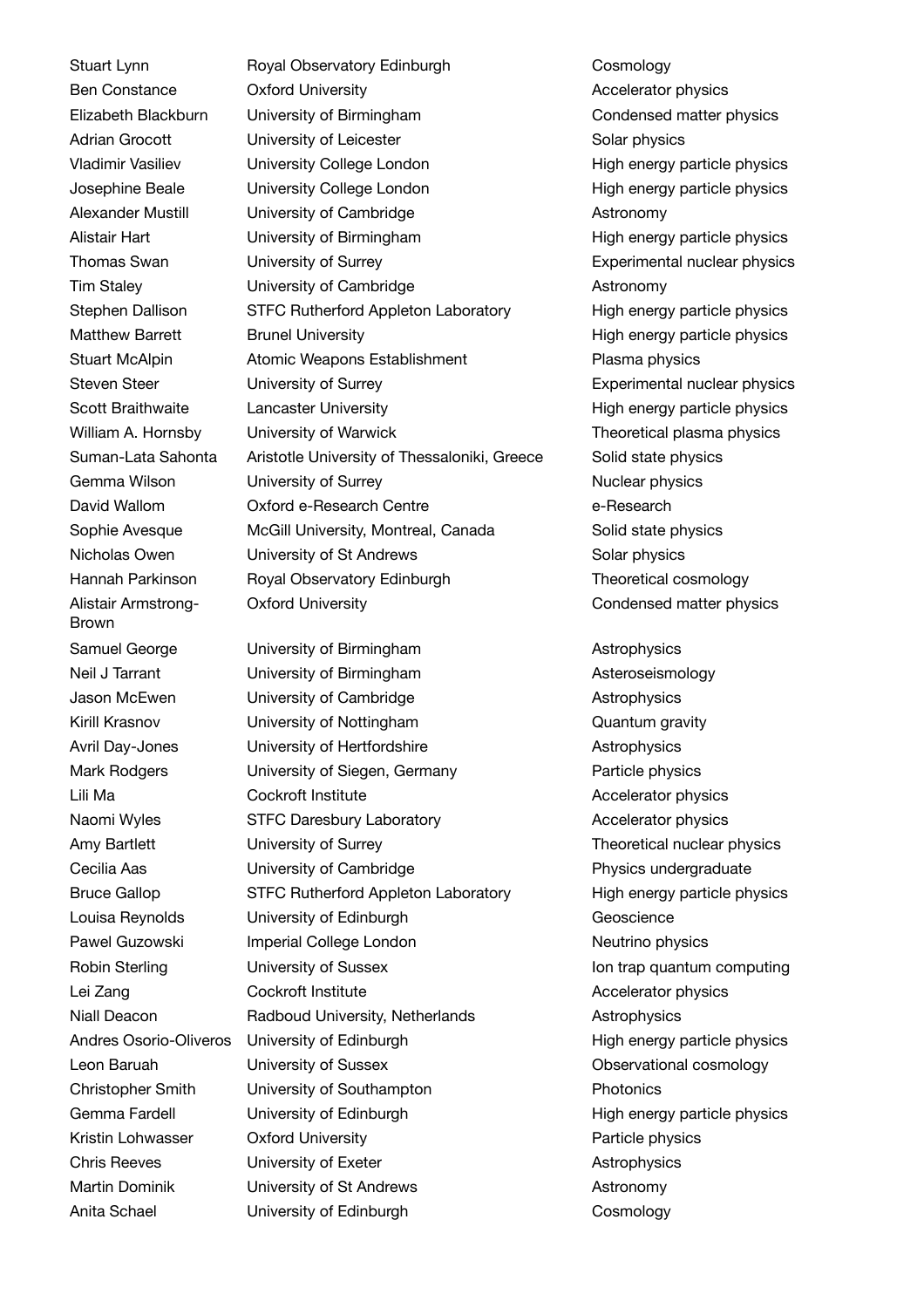| | | |
|---|---|---|
| Stuart Lynn | Royal Observatory Edinburgh | Cosmology |
| Ben Constance | Oxford University | Accelerator physics |
| Elizabeth Blackburn | University of Birmingham | Condensed matter physics |
| Adrian Grocott | University of Leicester | Solar physics |
| Vladimir Vasiliev | University College London | High energy particle physics |
| Josephine Beale | University College London | High energy particle physics |
| Alexander Mustill | University of Cambridge | Astronomy |
| Alistair Hart | University of Birmingham | High energy particle physics |
| Thomas Swan | University of Surrey | Experimental nuclear physics |
| Tim Staley | University of Cambridge | Astronomy |
| Stephen Dallison | STFC Rutherford Appleton Laboratory | High energy particle physics |
| Matthew Barrett | Brunel University | High energy particle physics |
| Stuart McAlpin | Atomic Weapons Establishment | Plasma physics |
| Steven Steer | University of Surrey | Experimental nuclear physics |
| Scott Braithwaite | Lancaster University | High energy particle physics |
| William A. Hornsby | University of Warwick | Theoretical plasma physics |
| Suman-Lata Sahonta | Aristotle University of Thessaloniki, Greece | Solid state physics |
| Gemma Wilson | University of Surrey | Nuclear physics |
| David Wallom | Oxford e-Research Centre | e-Research |
| Sophie Avesque | McGill University, Montreal, Canada | Solid state physics |
| Nicholas Owen | University of St Andrews | Solar physics |
| Hannah Parkinson | Royal Observatory Edinburgh | Theoretical cosmology |
| Alistair Armstrong-Brown | Oxford University | Condensed matter physics |
| Samuel George | University of Birmingham | Astrophysics |
| Neil J Tarrant | University of Birmingham | Asteroseismology |
| Jason McEwen | University of Cambridge | Astrophysics |
| Kirill Krasnov | University of Nottingham | Quantum gravity |
| Avril Day-Jones | University of Hertfordshire | Astrophysics |
| Mark Rodgers | University of Siegen, Germany | Particle physics |
| Lili Ma | Cockroft Institute | Accelerator physics |
| Naomi Wyles | STFC Daresbury Laboratory | Accelerator physics |
| Amy Bartlett | University of Surrey | Theoretical nuclear physics |
| Cecilia Aas | University of Cambridge | Physics undergraduate |
| Bruce Gallop | STFC Rutherford Appleton Laboratory | High energy particle physics |
| Louisa Reynolds | University of Edinburgh | Geoscience |
| Pawel Guzowski | Imperial College London | Neutrino physics |
| Robin Sterling | University of Sussex | Ion trap quantum computing |
| Lei Zang | Cockroft Institute | Accelerator physics |
| Niall Deacon | Radboud University, Netherlands | Astrophysics |
| Andres Osorio-Oliveros | University of Edinburgh | High energy particle physics |
| Leon Baruah | University of Sussex | Observational cosmology |
| Christopher Smith | University of Southampton | Photonics |
| Gemma Fardell | University of Edinburgh | High energy particle physics |
| Kristin Lohwasser | Oxford University | Particle physics |
| Chris Reeves | University of Exeter | Astrophysics |
| Martin Dominik | University of St Andrews | Astronomy |
| Anita Schael | University of Edinburgh | Cosmology |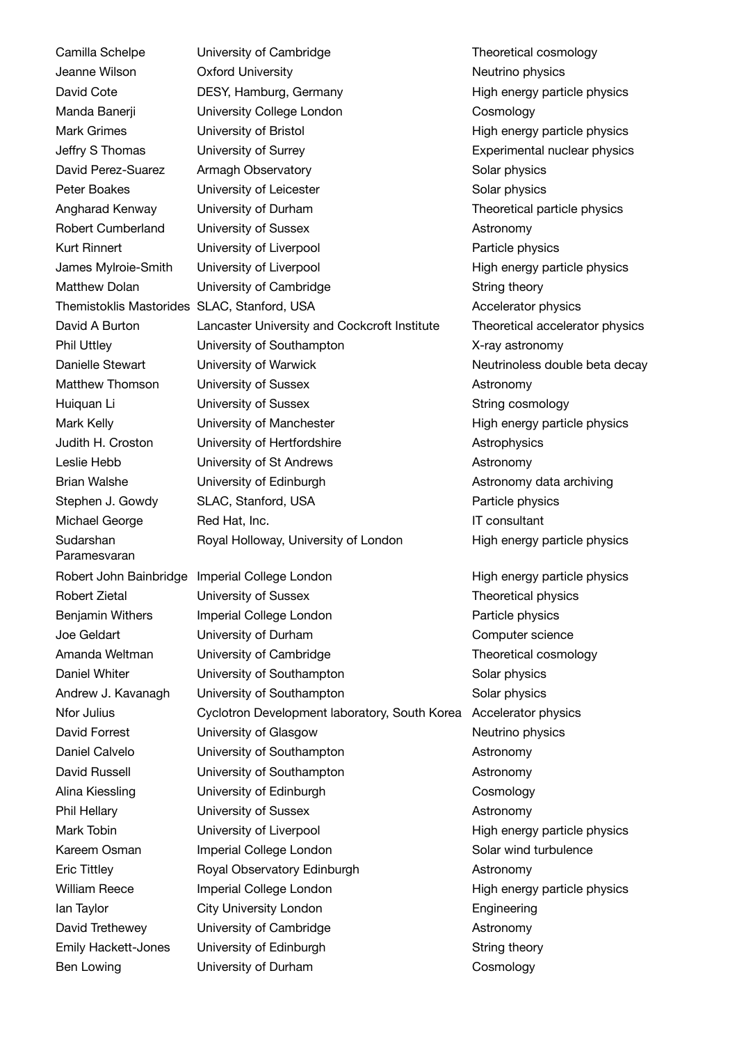| | | |
|---|---|---|
| Camilla Schelpe | University of Cambridge | Theoretical cosmology |
| Jeanne Wilson | Oxford University | Neutrino physics |
| David Cote | DESY, Hamburg, Germany | High energy particle physics |
| Manda Banerji | University College London | Cosmology |
| Mark Grimes | University of Bristol | High energy particle physics |
| Jeffry S Thomas | University of Surrey | Experimental nuclear physics |
| David Perez-Suarez | Armagh Observatory | Solar physics |
| Peter Boakes | University of Leicester | Solar physics |
| Angharad Kenway | University of Durham | Theoretical particle physics |
| Robert Cumberland | University of Sussex | Astronomy |
| Kurt Rinnert | University of Liverpool | Particle physics |
| James Mylroie-Smith | University of Liverpool | High energy particle physics |
| Matthew Dolan | University of Cambridge | String theory |
| Themistoklis Mastorides | SLAC, Stanford, USA | Accelerator physics |
| David A Burton | Lancaster University and Cockcroft Institute | Theoretical accelerator physics |
| Phil Uttley | University of Southampton | X-ray astronomy |
| Danielle Stewart | University of Warwick | Neutrinoless double beta decay |
| Matthew Thomson | University of Sussex | Astronomy |
| Huiquan Li | University of Sussex | String cosmology |
| Mark Kelly | University of Manchester | High energy particle physics |
| Judith H. Croston | University of Hertfordshire | Astrophysics |
| Leslie Hebb | University of St Andrews | Astronomy |
| Brian Walshe | University of Edinburgh | Astronomy data archiving |
| Stephen J. Gowdy | SLAC, Stanford, USA | Particle physics |
| Michael George | Red Hat, Inc. | IT consultant |
| Sudarshan Paramesvaran | Royal Holloway, University of London | High energy particle physics |
| Robert John Bainbridge | Imperial College London | High energy particle physics |
| Robert Zietal | University of Sussex | Theoretical physics |
| Benjamin Withers | Imperial College London | Particle physics |
| Joe Geldart | University of Durham | Computer science |
| Amanda Weltman | University of Cambridge | Theoretical cosmology |
| Daniel Whiter | University of Southampton | Solar physics |
| Andrew J. Kavanagh | University of Southampton | Solar physics |
| Nfor Julius | Cyclotron Development laboratory, South Korea | Accelerator physics |
| David Forrest | University of Glasgow | Neutrino physics |
| Daniel Calvelo | University of Southampton | Astronomy |
| David Russell | University of Southampton | Astronomy |
| Alina Kiessling | University of Edinburgh | Cosmology |
| Phil Hellary | University of Sussex | Astronomy |
| Mark Tobin | University of Liverpool | High energy particle physics |
| Kareem Osman | Imperial College London | Solar wind turbulence |
| Eric Tittley | Royal Observatory Edinburgh | Astronomy |
| William Reece | Imperial College London | High energy particle physics |
| Ian Taylor | City University London | Engineering |
| David Trethewey | University of Cambridge | Astronomy |
| Emily Hackett-Jones | University of Edinburgh | String theory |
| Ben Lowing | University of Durham | Cosmology |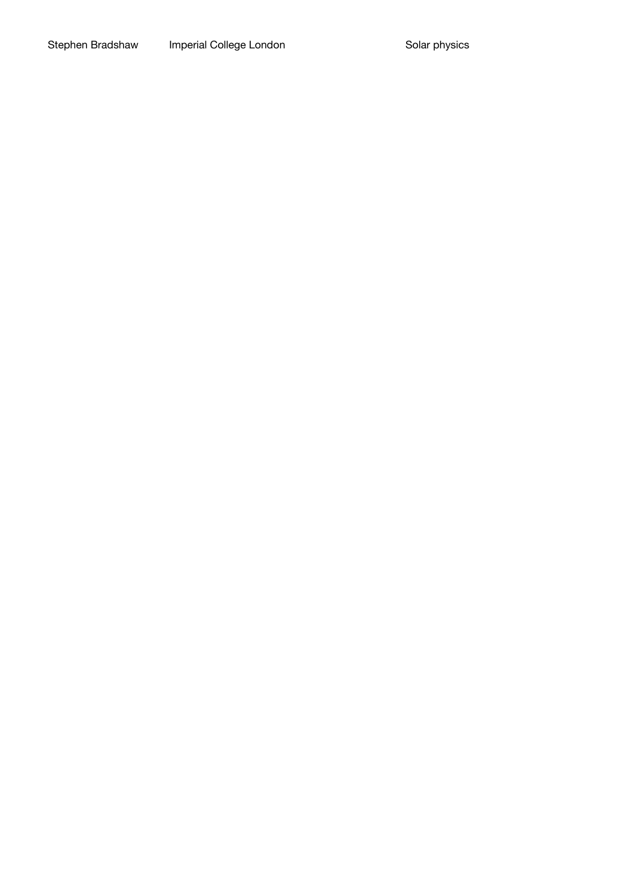| | | |
|---|---|---|
| Stephen Bradshaw | Imperial College London | Solar physics |